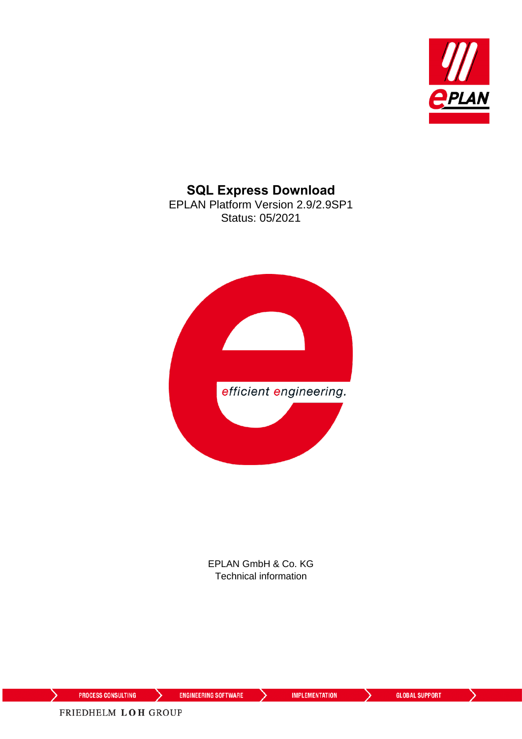# SQL Express Download

EPLAN Platform Version 2.9/2.9SP1

Status: 05/2021

efficient engineering.

EPLAN GmbH & Co. KG

Technical information

PROCESS CONSULTING ENGINEERING SOFTWARE IMPLEMENTATION GLOBAL SUPPORT

FRIEDHELM LOH GROUP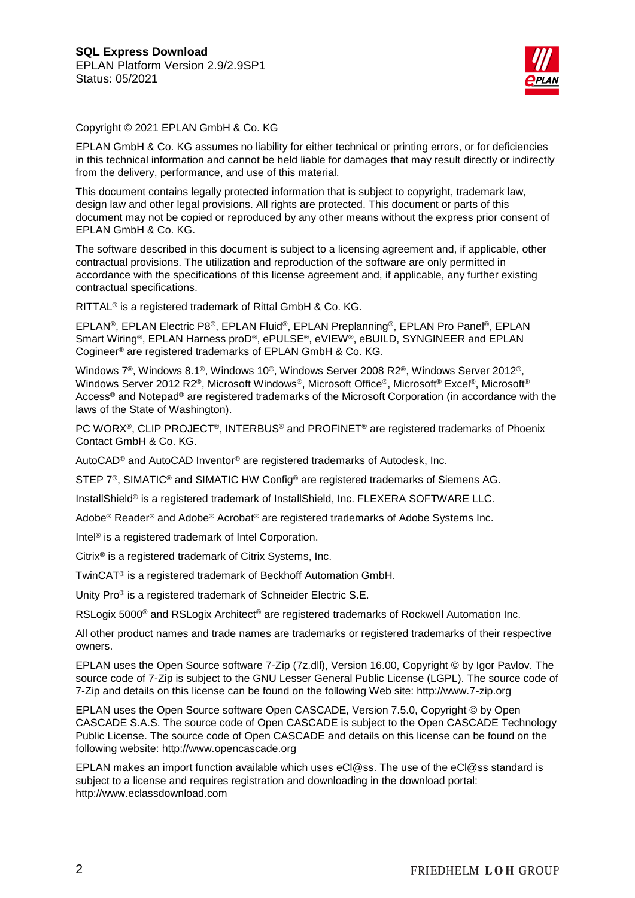Copyright © 2021 EPLAN GmbH & Co. KG

EPLAN GmbH & Co. KG assumes no liability for either technical or printing errors, or for deficiencies in this technical information and cannot be held liable for damages that may result directly or indirectly from the delivery, performance, and use of this material.

This document contains legally protected information that is subject to copyright, trademark law, design law and other legal provisions. All rights are protected. This document or parts of this document may not be copied or reproduced by any other means without the express prior consent of EPLAN GmbH & Co. KG.

The software described in this document is subject to a licensing agreement and, if applicable, other contractual provisions. The utilization and reproduction of the software are only permitted in accordance with the specifications of this license agreement and, if applicable, any further existing contractual specifications.

RITTAL® is a registered trademark of Rittal GmbH & Co. KG.

EPLAN®, EPLAN Electric P8®, EPLAN Fluid®, EPLAN Preplanning®, EPLAN Pro Panel®, EPLAN Smart Wiring®, EPLAN Harness proD®, ePULSE®, eVIEW®, eBUILD, SYNGINEER and EPLAN Cogineer® are registered trademarks of EPLAN GmbH & Co. KG.

Windows 7®, Windows 8.1®, Windows 10®, Windows Server 2008 R2®, Windows Server 2012®, Windows Server 2012 R2®, Microsoft Windows®, Microsoft Office®, Microsoft® Excel®, Microsoft® Access® and Notepad® are registered trademarks of the Microsoft Corporation (in accordance with the laws of the State of Washington).

PC WORX®, CLIP PROJECT®, INTERBUS® and PROFINET® are registered trademarks of Phoenix Contact GmbH & Co. KG.

AutoCAD® and AutoCAD Inventor® are registered trademarks of Autodesk, Inc.

STEP 7®, SIMATIC® and SIMATIC HW Config® are registered trademarks of Siemens AG.

InstallShield® is a registered trademark of InstallShield, Inc. FLEXERA SOFTWARE LLC.

Adobe® Reader® and Adobe® Acrobat® are registered trademarks of Adobe Systems Inc.

Intel® is a registered trademark of Intel Corporation.

Citrix® is a registered trademark of Citrix Systems, Inc.

TwinCAT® is a registered trademark of Beckhoff Automation GmbH.

Unity Pro® is a registered trademark of Schneider Electric S.E.

RSLogix 5000® and RSLogix Architect® are registered trademarks of Rockwell Automation Inc.

All other product names and trade names are trademarks or registered trademarks of their respective owners.

EPLAN uses the Open Source software 7-Zip (7z.dll), Version 16.00, Copyright © by Igor Pavlov. The source code of 7-Zip is subject to the GNU Lesser General Public License (LGPL). The source code of 7-Zip and details on this license can be found on the following Web site: http://www.7-zip.org

EPLAN uses the Open Source software Open CASCADE, Version 7.5.0, Copyright © by Open CASCADE S.A.S. The source code of Open CASCADE is subject to the Open CASCADE Technology Public License. The source code of Open CASCADE and details on this license can be found on the following website: http://www.opencascade.org

EPLAN makes an import function available which uses eCl@ss. The use of the eCl@ss standard is subject to a license and requires registration and downloading in the download portal: http://www.eclassdownload.com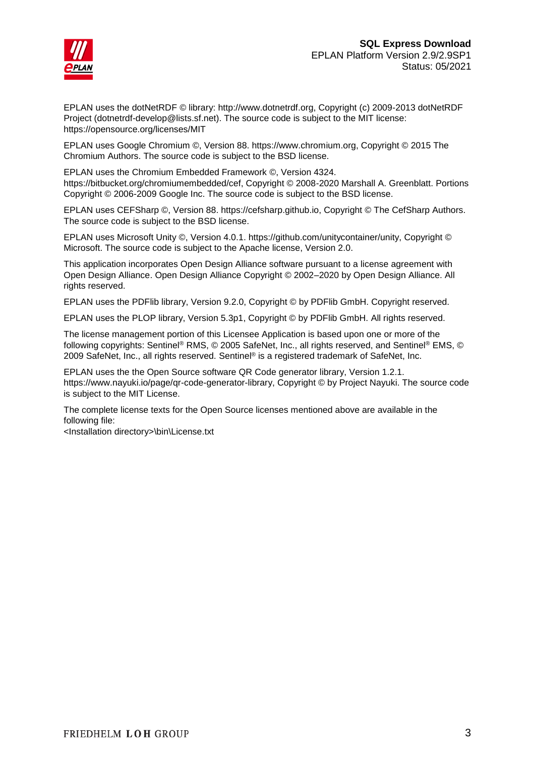EPLAN uses the dotNetRDF © library: http://www.dotnetrdf.org, Copyright (c) 2009-2013 dotNetRDF Project (dotnetrdf-develop@lists.sf.net). The source code is subject to the MIT license: https://opensource.org/licenses/MIT

EPLAN uses Google Chromium ©, Version 88. https://www.chromium.org, Copyright © 2015 The Chromium Authors. The source code is subject to the BSD license.

EPLAN uses the Chromium Embedded Framework ©, Version 4324. https://bitbucket.org/chromiumembedded/cef, Copyright © 2008-2020 Marshall A. Greenblatt. Portions Copyright © 2006-2009 Google Inc. The source code is subject to the BSD license.

EPLAN uses CEFSharp ©, Version 88. https://cefsharp.github.io, Copyright © The CefSharp Authors. The source code is subject to the BSD license.

EPLAN uses Microsoft Unity ©, Version 4.0.1. https://github.com/unitycontainer/unity, Copyright © Microsoft. The source code is subject to the Apache license, Version 2.0.

This application incorporates Open Design Alliance software pursuant to a license agreement with Open Design Alliance. Open Design Alliance Copyright © 2002–2020 by Open Design Alliance. All rights reserved.

EPLAN uses the PDFlib library, Version 9.2.0, Copyright © by PDFlib GmbH. Copyright reserved.

EPLAN uses the PLOP library, Version 5.3p1, Copyright © by PDFlib GmbH. All rights reserved.

The license management portion of this Licensee Application is based upon one or more of the following copyrights: Sentinel® RMS, © 2005 SafeNet, Inc., all rights reserved, and Sentinel® EMS, © 2009 SafeNet, Inc., all rights reserved. Sentinel® is a registered trademark of SafeNet, Inc.

EPLAN uses the the Open Source software QR Code generator library, Version 1.2.1. https://www.nayuki.io/page/qr-code-generator-library, Copyright © by Project Nayuki. The source code is subject to the MIT License.

The complete license texts for the Open Source licenses mentioned above are available in the following file:
<Installation directory>\bin\License.txt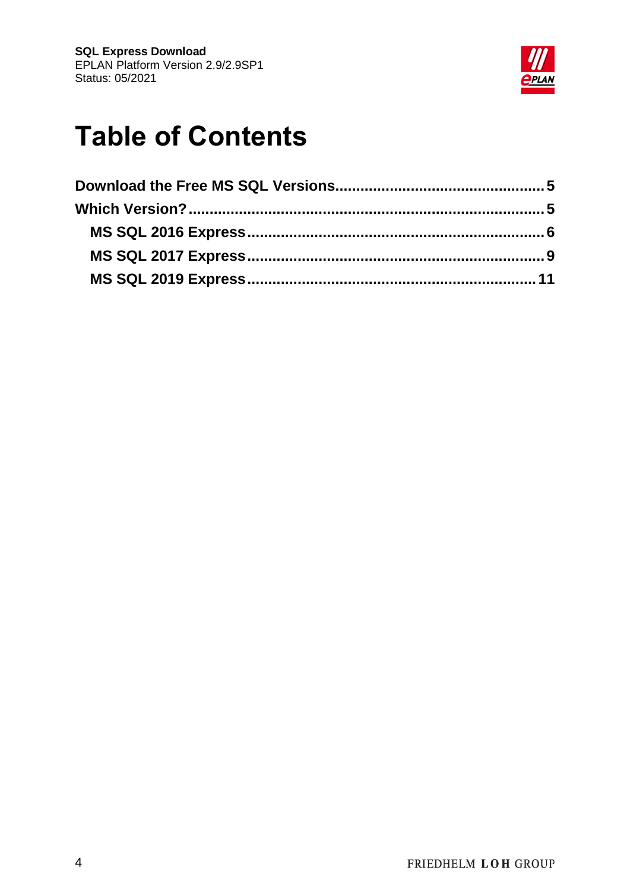# Table of Contents

**Download the Free MS SQL Versions....................................................5**

**Which Version?..........................................................................................5**

- **MS SQL 2016 Express.........................................................................6**
- **MS SQL 2017 Express.........................................................................9**
- **MS SQL 2019 Express.......................................................................11**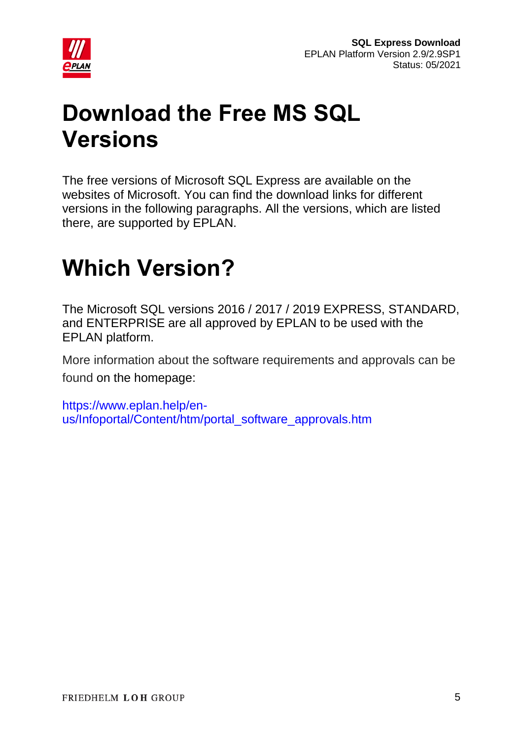# Download the Free MS SQL Versions

The free versions of Microsoft SQL Express are available on the websites of Microsoft. You can find the download links for different versions in the following paragraphs. All the versions, which are listed there, are supported by EPLAN.

# Which Version?

The Microsoft SQL versions 2016 / 2017 / 2019 EXPRESS, STANDARD, and ENTERPRISE are all approved by EPLAN to be used with the EPLAN platform.

More information about the software requirements and approvals can be found on the homepage:

https://www.eplan.help/en-us/Infoportal/Content/htm/portal_software_approvals.htm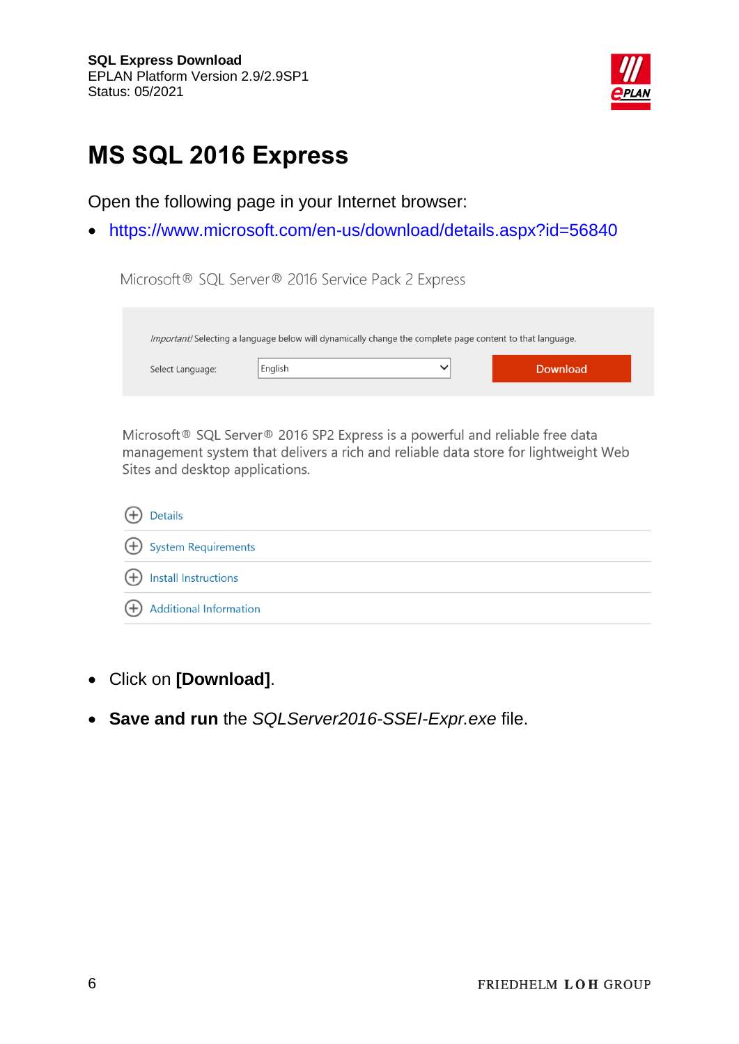# MS SQL 2016 Express

Open the following page in your Internet browser:

- https://www.microsoft.com/en-us/download/details.aspx?id=56840

Microsoft® SQL Server® 2016 Service Pack 2 Express

*Important!* Selecting a language below will dynamically change the complete page content to that language.

Select Language: English

Download

Microsoft® SQL Server® 2016 SP2 Express is a powerful and reliable free data management system that delivers a rich and reliable data store for lightweight Web Sites and desktop applications.

- Details
- System Requirements
- Install Instructions
- Additional Information

- Click on **[Download]**.
- **Save and run** the *SQLServer2016-SSEI-Expr.exe* file.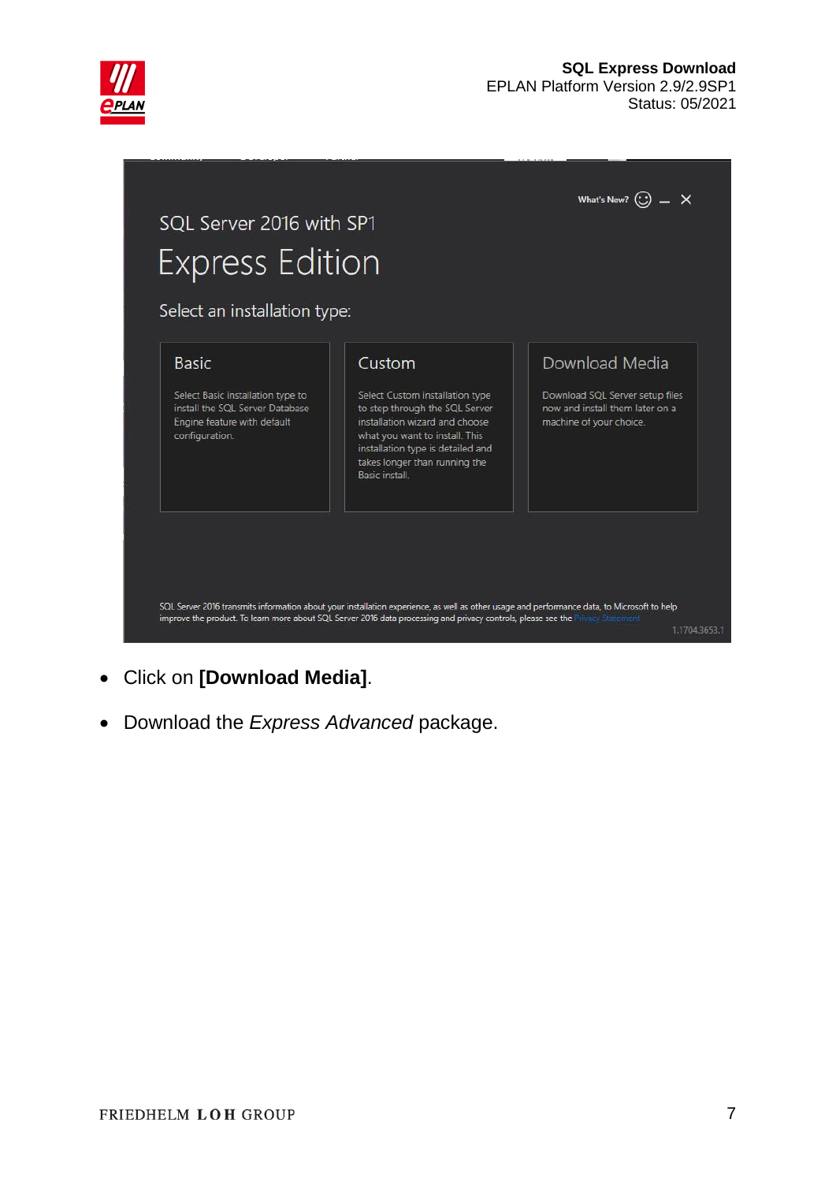- Click on **[Download Media]**.
- Download the *Express Advanced* package.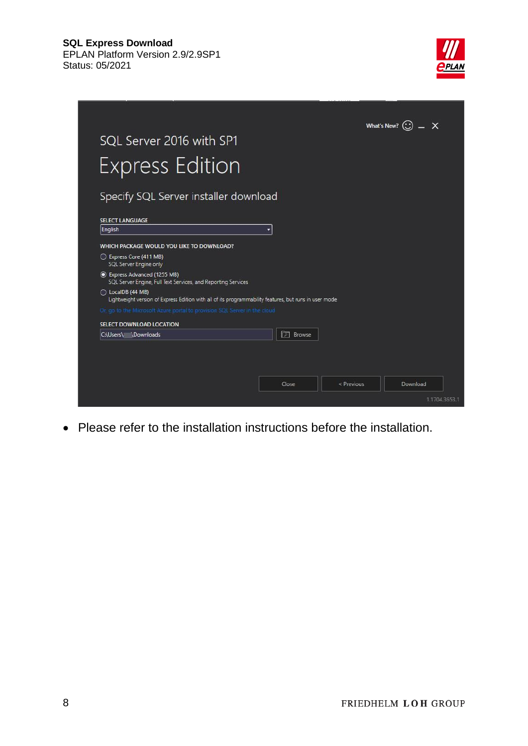SQL Server 2016 with SP1

Express Edition

Specify SQL Server installer download

SELECT LANGUAGE

English

WHICH PACKAGE WOULD YOU LIKE TO DOWNLOAD?

- Express Core (411 MB)
  SQL Server Engine only
- Express Advanced (1255 MB)
  SQL Server Engine, Full Text Services, and Reporting Services
- LocalDB (44 MB)
  Lightweight version of Express Edition with all of its programmability features, but runs in user mode

Or, go to the Microsoft Azure portal to provision SQL Server in the cloud

SELECT DOWNLOAD LOCATION

C:\Users\ \Downloads

Browse

Close | < Previous | Download

- Please refer to the installation instructions before the installation.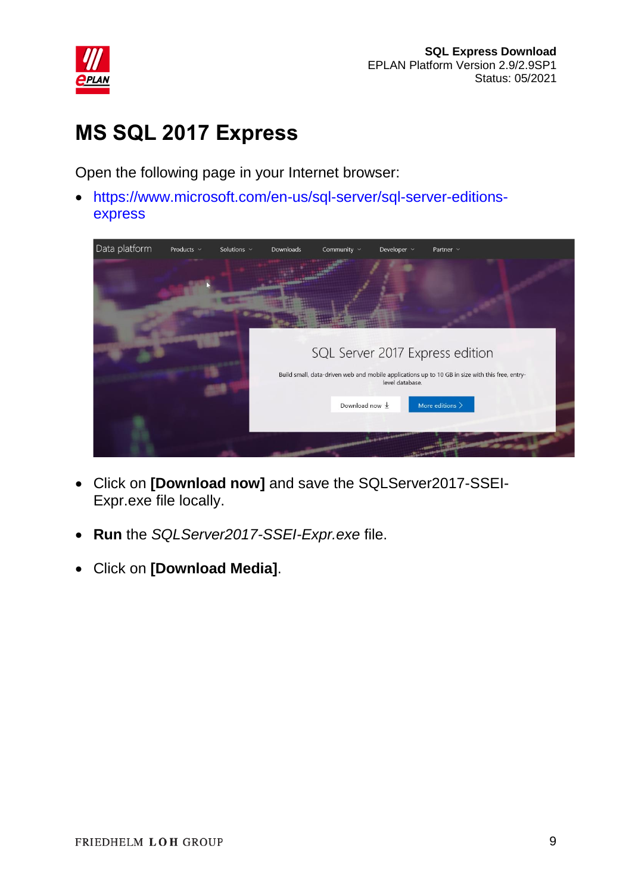# MS SQL 2017 Express

Open the following page in your Internet browser:

- https://www.microsoft.com/en-us/sql-server/sql-server-editions-express

- Click on **[Download now]** and save the SQLServer2017-SSEI-Expr.exe file locally.
- **Run** the *SQLServer2017-SSEI-Expr.exe* file.
- Click on **[Download Media]**.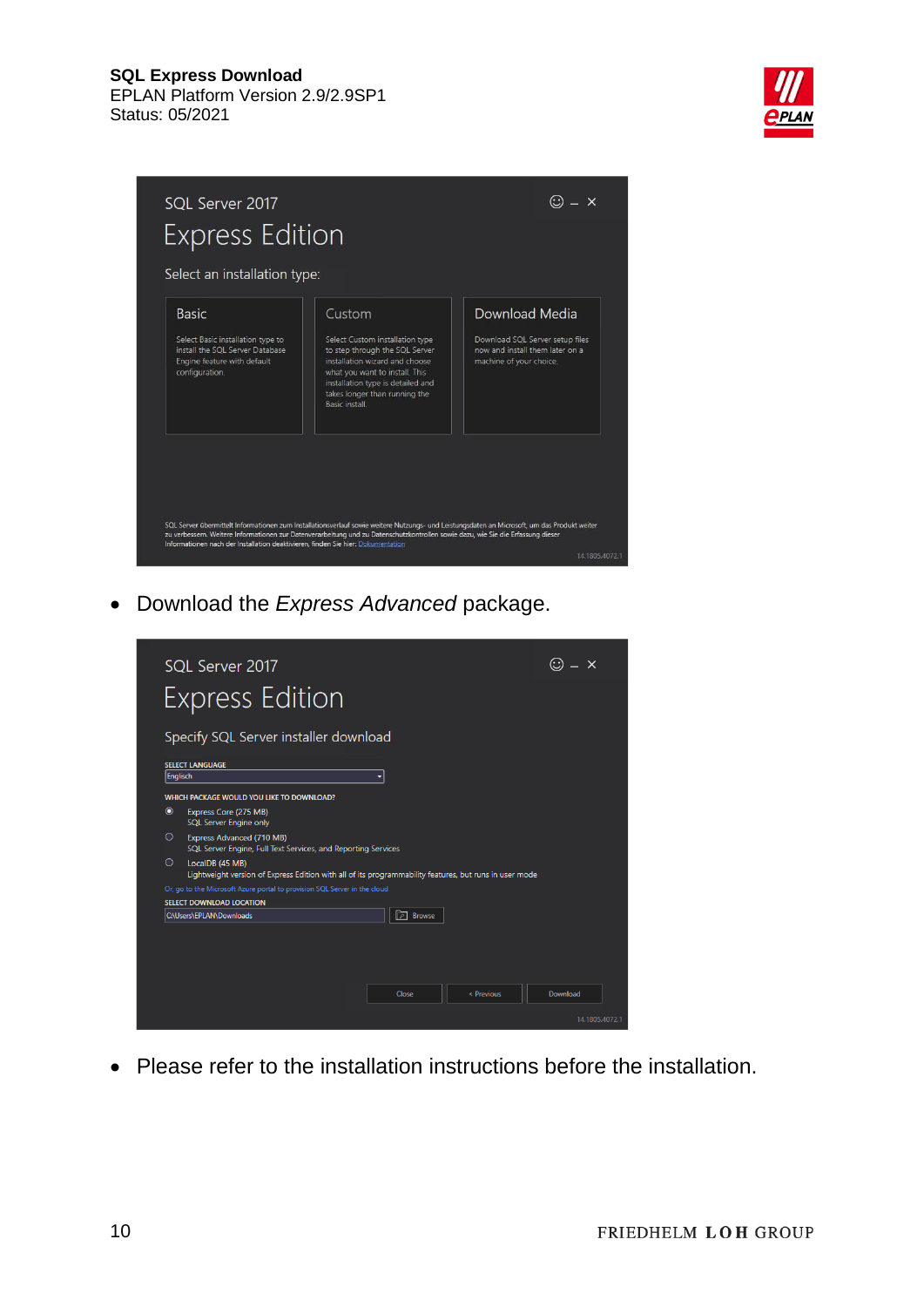- Download the *Express Advanced* package.

- Please refer to the installation instructions before the installation.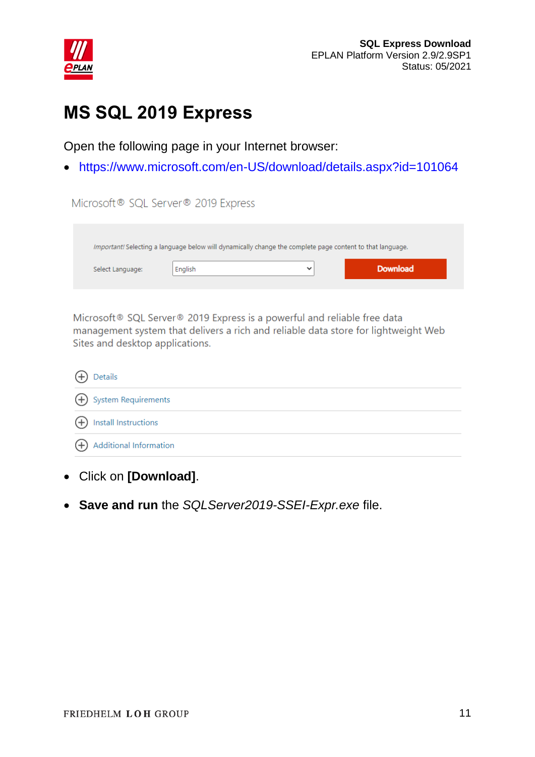# MS SQL 2019 Express

Open the following page in your Internet browser:

- https://www.microsoft.com/en-US/download/details.aspx?id=101064

Microsoft® SQL Server® 2019 Express

*Important!* Selecting a language below will dynamically change the complete page content to that language.

Select Language: English — Download

Microsoft® SQL Server® 2019 Express is a powerful and reliable free data management system that delivers a rich and reliable data store for lightweight Web Sites and desktop applications.

- Details
- System Requirements
- Install Instructions
- Additional Information

- Click on **[Download]**.
- **Save and run** the *SQLServer2019-SSEI-Expr.exe* file.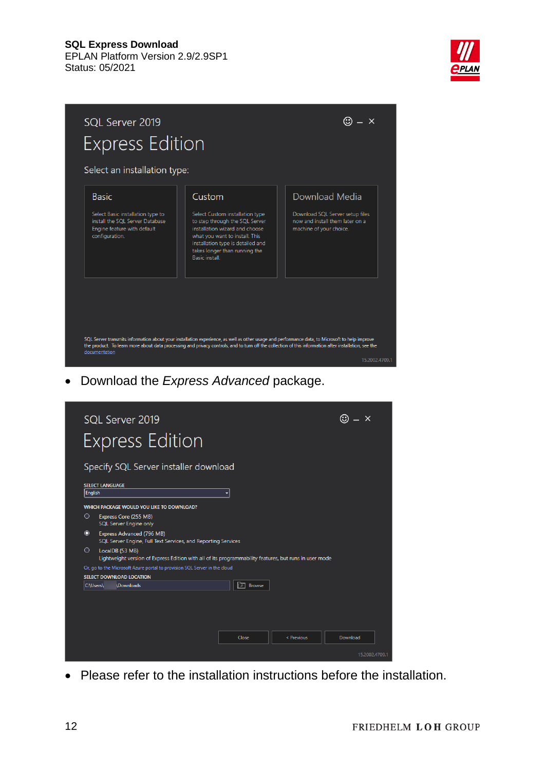- Download the *Express Advanced* package.

- Please refer to the installation instructions before the installation.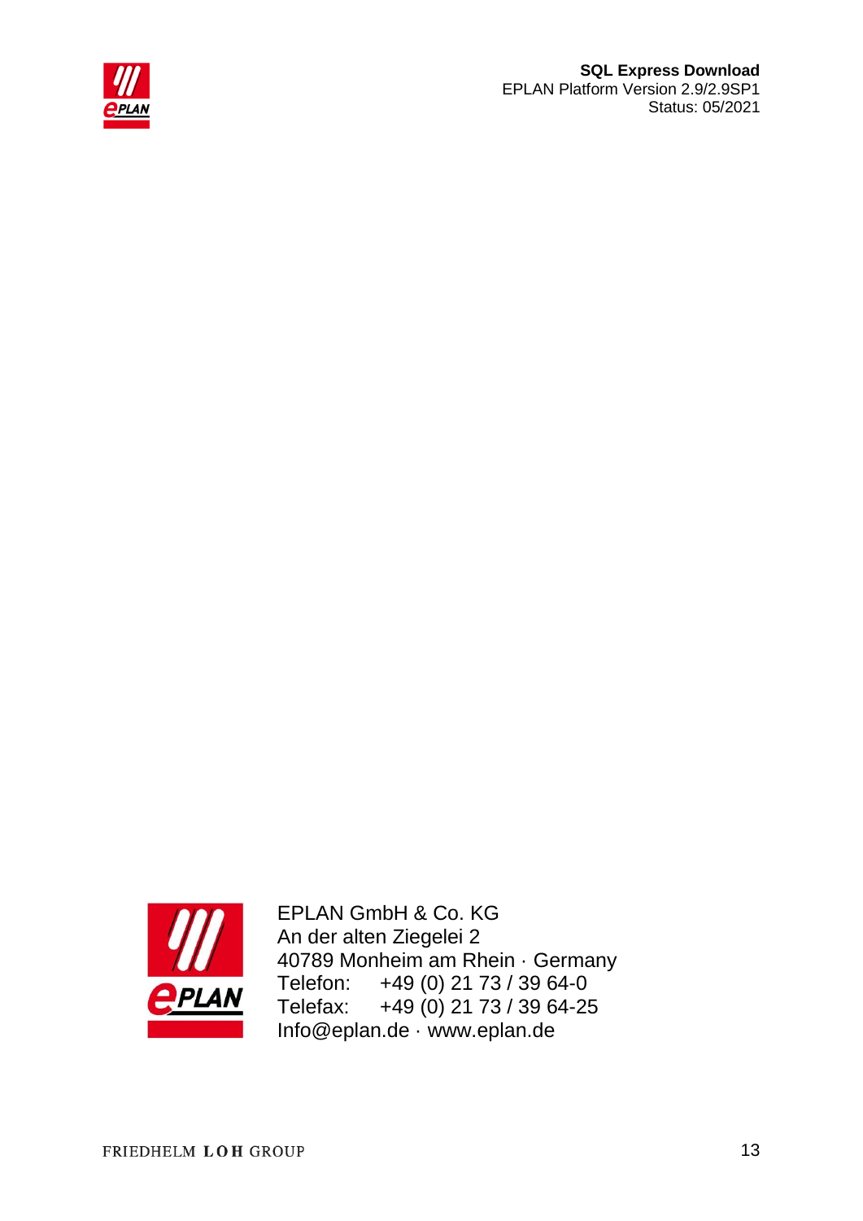EPLAN GmbH & Co. KG
An der alten Ziegelei 2
40789 Monheim am Rhein · Germany
Telefon: +49 (0) 21 73 / 39 64-0
Telefax: +49 (0) 21 73 / 39 64-25
Info@eplan.de · www.eplan.de